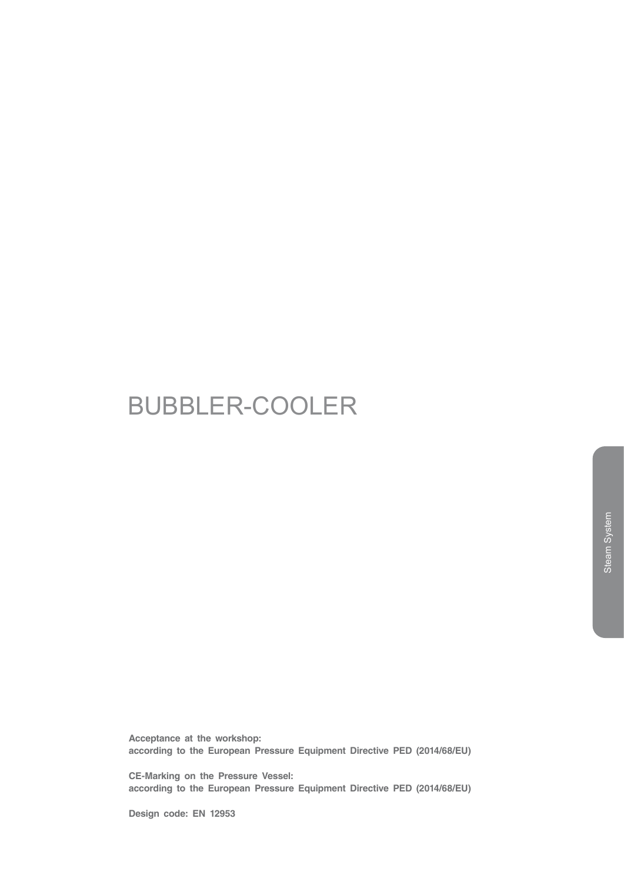# BUBBLER-COOLER

**Acceptance at the workshop:**
**according to the European Pressure Equipment Directive PED (2014/68/EU)**

**CE-Marking on the Pressure Vessel:**
**according to the European Pressure Equipment Directive PED (2014/68/EU)**

**Design code: EN 12953**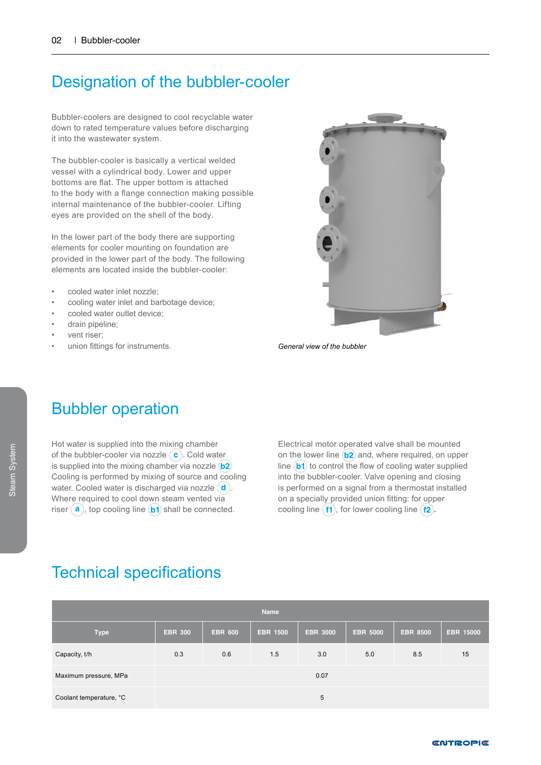# Designation of the bubbler-cooler

Bubbler-coolers are designed to cool recyclable water down to rated temperature values before discharging it into the wastewater system.

The bubbler-cooler is basically a vertical welded vessel with a cylindrical body. Lower and upper bottoms are flat. The upper bottom is attached to the body with a flange connection making possible internal maintenance of the bubbler-cooler. Lifting eyes are provided on the shell of the body.

In the lower part of the body there are supporting elements for cooler mounting on foundation are provided in the lower part of the body. The following elements are located inside the bubbler-cooler:

- cooled water inlet nozzle;
- cooling water inlet and barbotage device;
- cooled water outlet device;
- drain pipeline;
- vent riser;
- union fittings for instruments.

*General view of the bubbler*

# Bubbler operation

Hot water is supplied into the mixing chamber of the bubbler-cooler via nozzle (c). Cold water is supplied into the mixing chamber via nozzle (b2). Cooling is performed by mixing of source and cooling water. Cooled water is discharged via nozzle (d). Where required to cool down steam vented via riser (a), top cooling line (b1) shall be connected.

Electrical motor operated valve shall be mounted on the lower line (b2) and, where required, on upper line (b1) to control the flow of cooling water supplied into the bubbler-cooler. Valve opening and closing is performed on a signal from a thermostat installed on a specially provided union fitting: for upper cooling line (f1), for lower cooling line (f2).

# Technical specifications

| Type | Name | | | | | | |
|---|---|---|---|---|---|---|---|
| | EBR 300 | EBR 600 | EBR 1500 | EBR 3000 | EBR 5000 | EBR 8500 | EBR 15000 |
| Capacity, t/h | 0.3 | 0.6 | 1.5 | 3.0 | 5.0 | 8.5 | 15 |
| Maximum pressure, MPa | 0.07 | | | | | | |
| Coolant temperature, °C | 5 | | | | | | |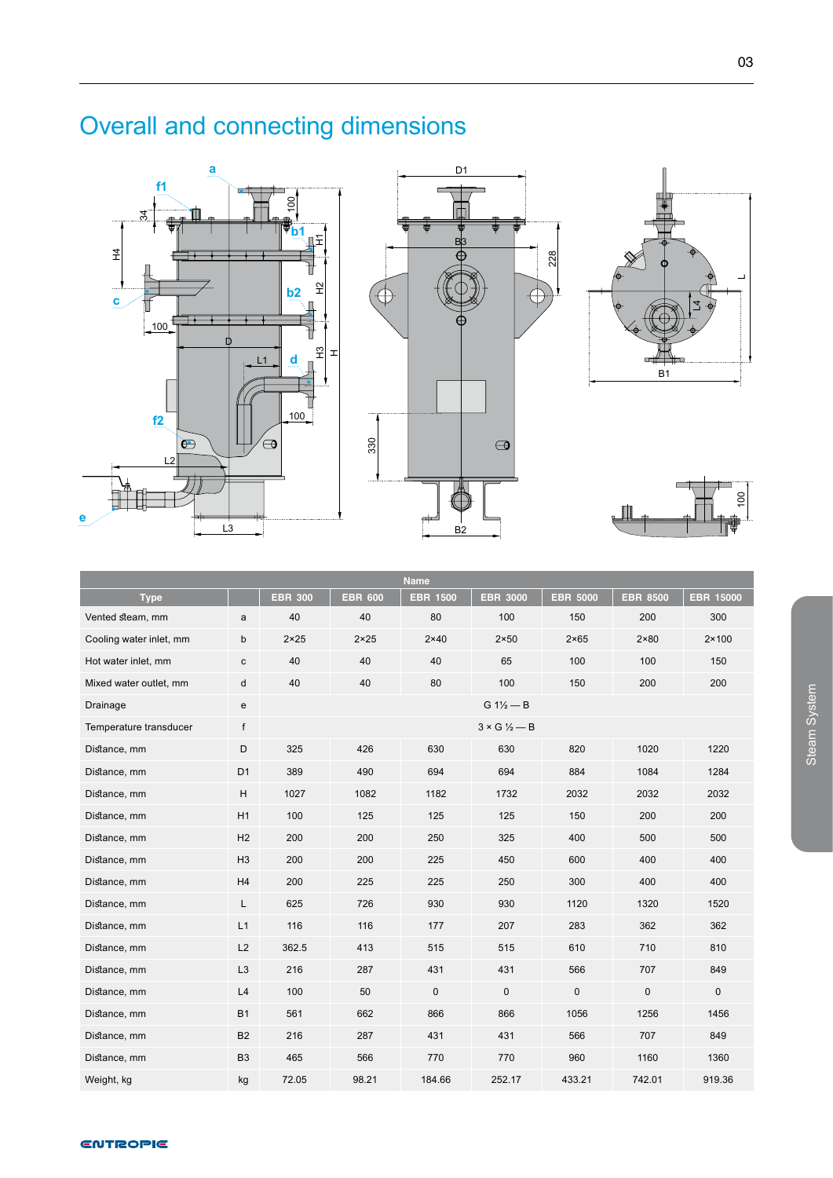# Overall and connecting dimensions

| Type | | Name | | | | | | |
|---|---|---|---|---|---|---|---|---|
| | | EBR 300 | EBR 600 | EBR 1500 | EBR 3000 | EBR 5000 | EBR 8500 | EBR 15000 |
| Vented steam, mm | a | 40 | 40 | 80 | 100 | 150 | 200 | 300 |
| Cooling water inlet, mm | b | 2×25 | 2×25 | 2×40 | 2×50 | 2×65 | 2×80 | 2×100 |
| Hot water inlet, mm | c | 40 | 40 | 40 | 65 | 100 | 100 | 150 |
| Mixed water outlet, mm | d | 40 | 40 | 80 | 100 | 150 | 200 | 200 |
| Drainage | e | G 1½ — B | | | | | | |
| Temperature transducer | f | 3 × G ½ — B | | | | | | |
| Distance, mm | D | 325 | 426 | 630 | 630 | 820 | 1020 | 1220 |
| Distance, mm | D1 | 389 | 490 | 694 | 694 | 884 | 1084 | 1284 |
| Distance, mm | H | 1027 | 1082 | 1182 | 1732 | 2032 | 2032 | 2032 |
| Distance, mm | H1 | 100 | 125 | 125 | 125 | 150 | 200 | 200 |
| Distance, mm | H2 | 200 | 200 | 250 | 325 | 400 | 500 | 500 |
| Distance, mm | H3 | 200 | 200 | 225 | 450 | 600 | 400 | 400 |
| Distance, mm | H4 | 200 | 225 | 225 | 250 | 300 | 400 | 400 |
| Distance, mm | L | 625 | 726 | 930 | 930 | 1120 | 1320 | 1520 |
| Distance, mm | L1 | 116 | 116 | 177 | 207 | 283 | 362 | 362 |
| Distance, mm | L2 | 362.5 | 413 | 515 | 515 | 610 | 710 | 810 |
| Distance, mm | L3 | 216 | 287 | 431 | 431 | 566 | 707 | 849 |
| Distance, mm | L4 | 100 | 50 | 0 | 0 | 0 | 0 | 0 |
| Distance, mm | B1 | 561 | 662 | 866 | 866 | 1056 | 1256 | 1456 |
| Distance, mm | B2 | 216 | 287 | 431 | 431 | 566 | 707 | 849 |
| Distance, mm | B3 | 465 | 566 | 770 | 770 | 960 | 1160 | 1360 |
| Weight, kg | kg | 72.05 | 98.21 | 184.66 | 252.17 | 433.21 | 742.01 | 919.36 |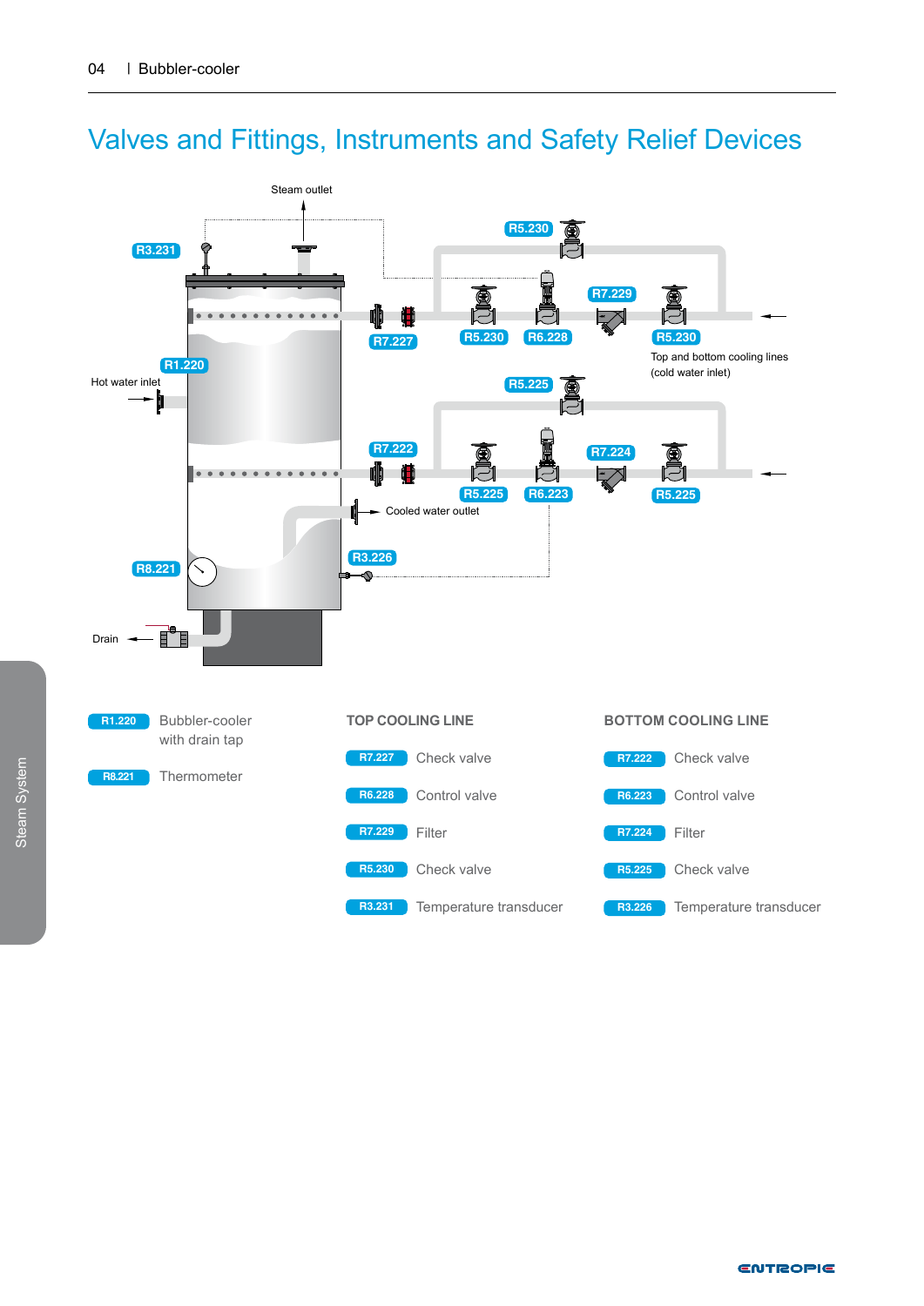# Valves and Fittings, Instruments and Safety Relief Devices

Steam outlet

R3.231

R5.230

R7.229

R7.227

R5.230

R6.228

R5.230

Top and bottom cooling lines (cold water inlet)

R1.220

Hot water inlet

R5.225

R7.222

R7.224

R5.225

R6.223

R5.225

Cooled water outlet

R3.226

R8.221

Drain

| | |
|---|---|
| R1.220 | Bubbler-cooler with drain tap |
| R8.221 | Thermometer |

**TOP COOLING LINE**

| | |
|---|---|
| R7.227 | Check valve |
| R6.228 | Control valve |
| R7.229 | Filter |
| R5.230 | Check valve |
| R3.231 | Temperature transducer |

**BOTTOM COOLING LINE**

| | |
|---|---|
| R7.222 | Check valve |
| R6.223 | Control valve |
| R7.224 | Filter |
| R5.225 | Check valve |
| R3.226 | Temperature transducer |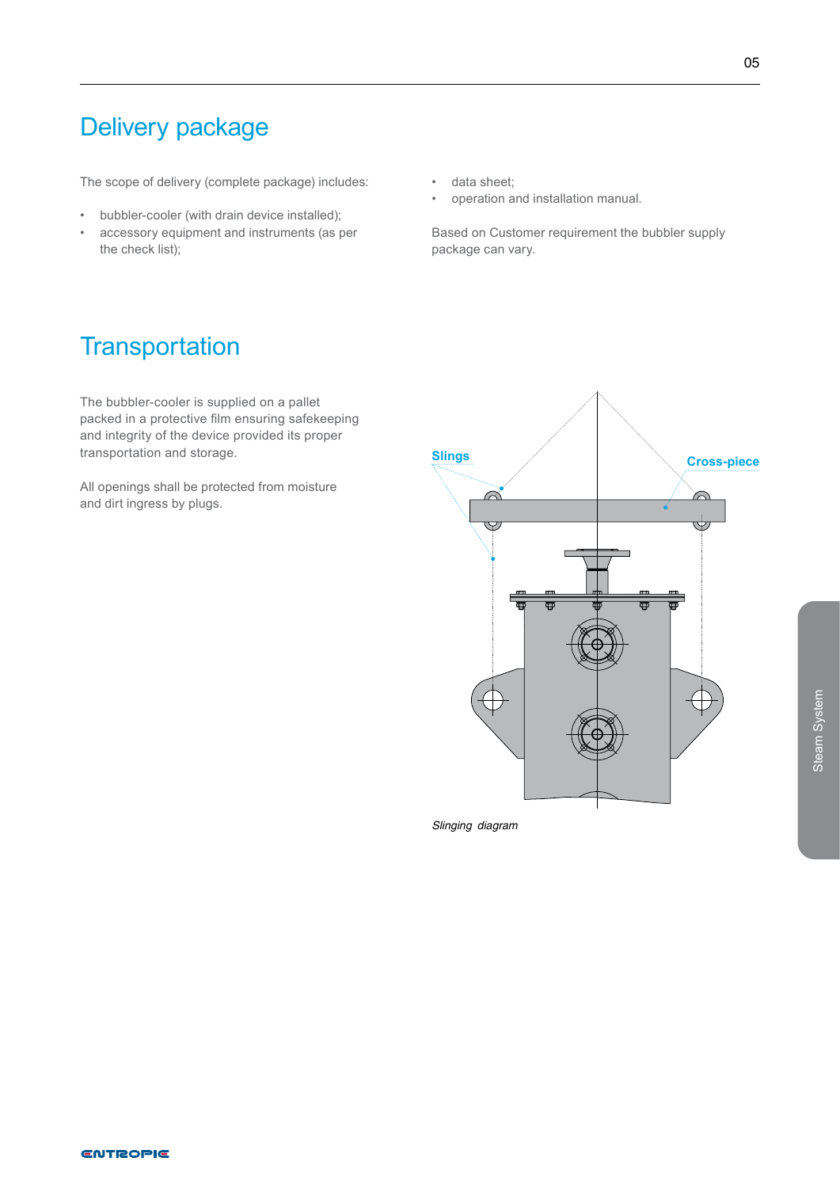# Delivery package

The scope of delivery (complete package) includes:

- bubbler-cooler (with drain device installed);
- accessory equipment and instruments (as per the check list);
- data sheet;
- operation and installation manual.

Based on Customer requirement the bubbler supply package can vary.

# Transportation

The bubbler-cooler is supplied on a pallet packed in a protective film ensuring safekeeping and integrity of the device provided its proper transportation and storage.

All openings shall be protected from moisture and dirt ingress by plugs.

Slings

Cross-piece

*Slinging diagram*